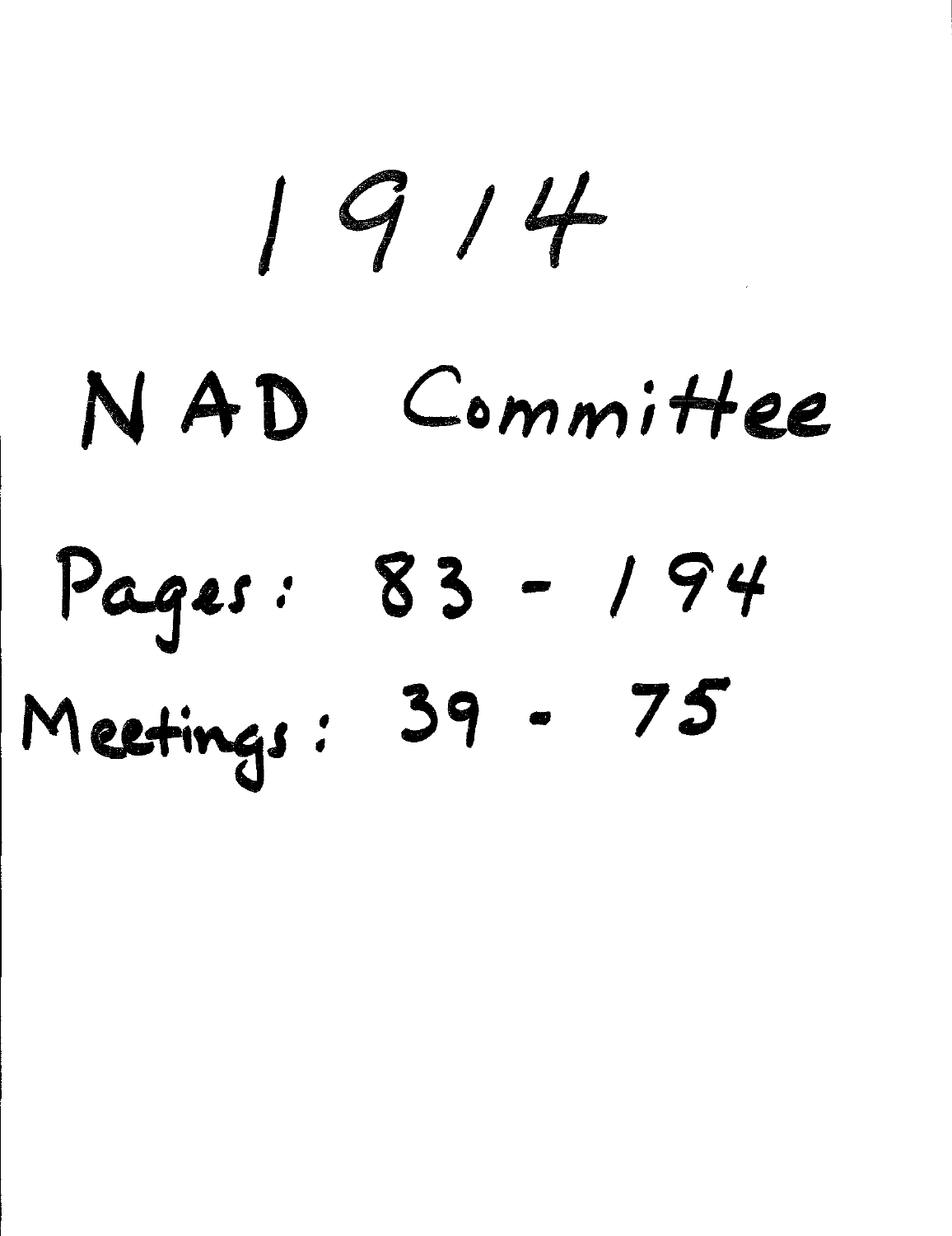# 1914

# NAD Committee

Pages: 83 - 194

Meetings: 39 - 75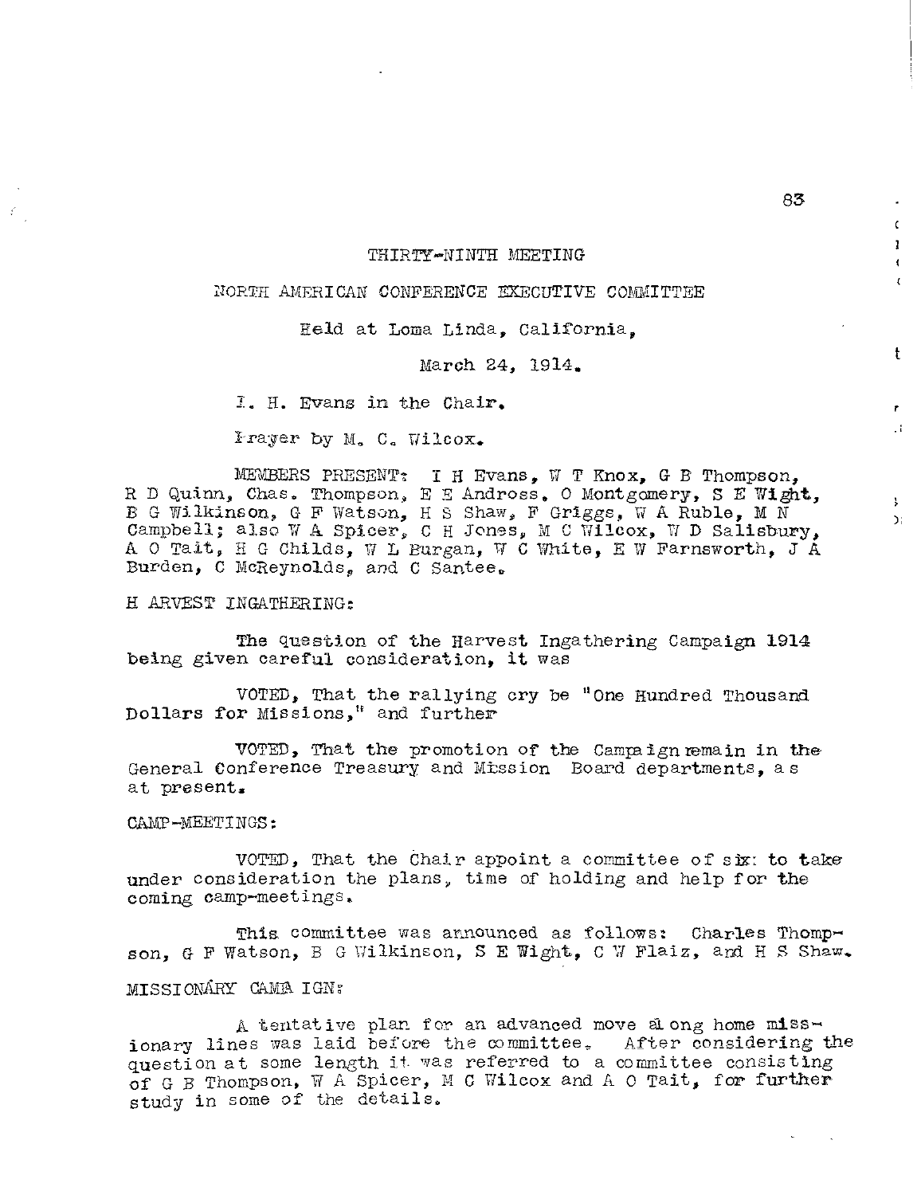THIRTY-NINTH MEETING

NORTH AMERICAN CONFERENCE EXECUTIVE COMMITTEE

Held at Loma Linda, California,

March 24, 1914.

I. H. Evans in the Chair.

Prayer by M. C. Wilcox.

MEMBERS PRESENT: I H Evans, W T Knox, G B Thompson, R D Quinn, Chas. Thompson, E E Andross, O Montgomery, S E Wight, B G Wilkinson, G F Watson, H S Shaw, F Griggs, W A Ruble, M N Campbell; also W A Spicer, C H Jones, M C Wilcox, W D Salisbury, A O Tait, H G Childs, W L Burgan, W C White, E W Farnsworth, J A Burden, C McReynolds, and C Santee.

HARVEST INGATHERING:

The question of the Harvest Ingathering Campaign 1914 being given careful consideration, it was

VOTED, That the rallying cry be "One Hundred Thousand Dollars for Missions," and further

VOTED, That the promotion of the Campaign remain in the General Conference Treasury and Mission Board departments, as at present.

CAMP-MEETINGS:

VOTED, That the Chair appoint a committee of six to take under consideration the plans, time of holding and help for the coming camp-meetings.

This committee was announced as follows: Charles Thompson, G F Watson, B G Wilkinson, S E Wight, C W Flaiz, and H S Shaw.

MISSIONARY CAMPAIGN:

A tentative plan for an advanced move along home missionary lines was laid before the committee. After considering the question at some length it was referred to a committee consisting of G B Thompson, W A Spicer, M C Wilcox and A O Tait, for further study in some of the details.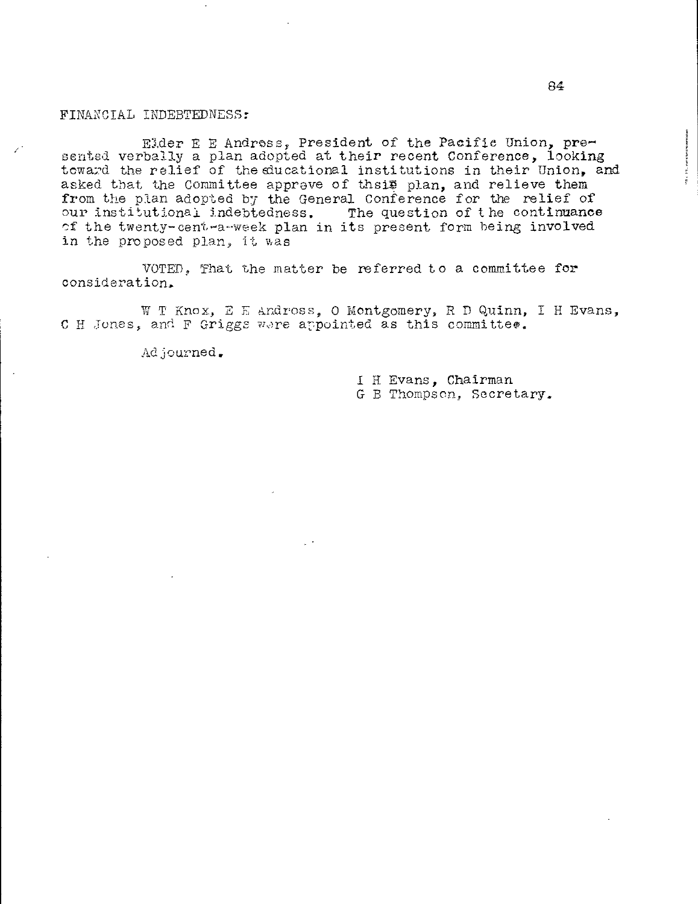FINANCIAL INDEBTEDNESS:

Elder E E Andross, President of the Pacific Union, presented verbally a plan adopted at their recent Conference, looking toward the relief of the educational institutions in their Union, and asked that the Committee approve of their plan, and relieve them from the plan adopted by the General Conference for the relief of our institutional indebtedness. The question of the continuance of the twenty-cent-a-week plan in its present form being involved in the proposed plan, it was

VOTED, That the matter be referred to a committee for consideration.

W T Knox, E E Andross, O Montgomery, R D Quinn, I H Evans, C H Jones, and F Griggs were appointed as this committee.

Adjourned.

I H Evans, Chairman
G B Thompson, Secretary.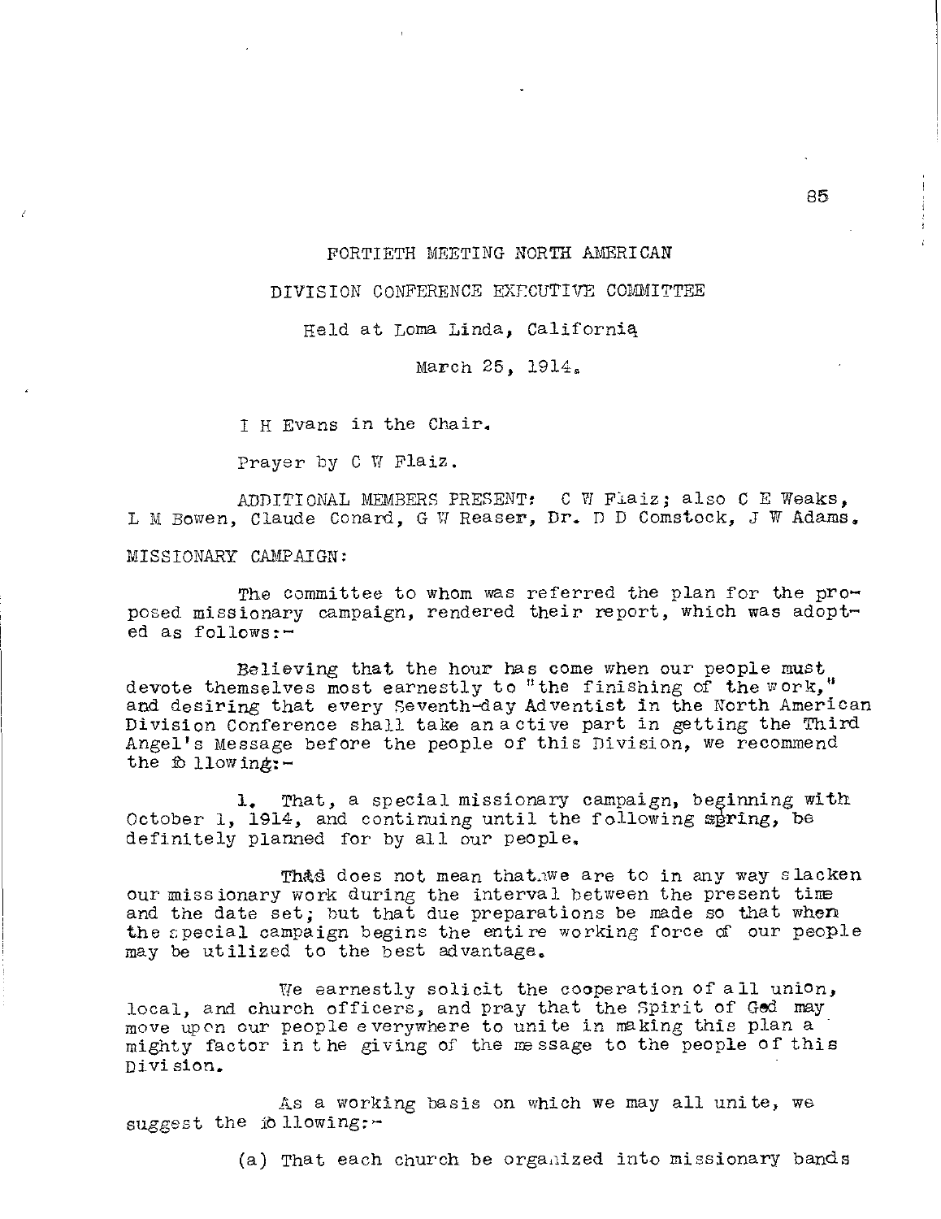FORTIETH MEETING NORTH AMERICAN

DIVISION CONFERENCE EXECUTIVE COMMITTEE

Held at Loma Linda, California

March 25, 1914.

I H Evans in the Chair.

Prayer by C W Flaiz.

ADDITIONAL MEMBERS PRESENT: C W Flaiz; also C E Weaks, L M Bowen, Claude Conard, G W Reaser, Dr. D D Comstock, J W Adams.

MISSIONARY CAMPAIGN:

The committee to whom was referred the plan for the proposed missionary campaign, rendered their report, which was adopted as follows:-

Believing that the hour has come when our people must devote themselves most earnestly to "the finishing of the work," and desiring that every Seventh-day Adventist in the North American Division Conference shall take an active part in getting the Third Angel's Message before the people of this Division, we recommend the following:-

1. That, a special missionary campaign, beginning with October 1, 1914, and continuing until the following spring, be definitely planned for by all our people.

This does not mean that we are to in any way slacken our missionary work during the interval between the present time and the date set; but that due preparations be made so that when the special campaign begins the entire working force of our people may be utilized to the best advantage.

We earnestly solicit the cooperation of all union, local, and church officers, and pray that the Spirit of God may move upon our people everywhere to unite in making this plan a mighty factor in the giving of the message to the people of this Division.

As a working basis on which we may all unite, we suggest the following:-

(a) That each church be organized into missionary bands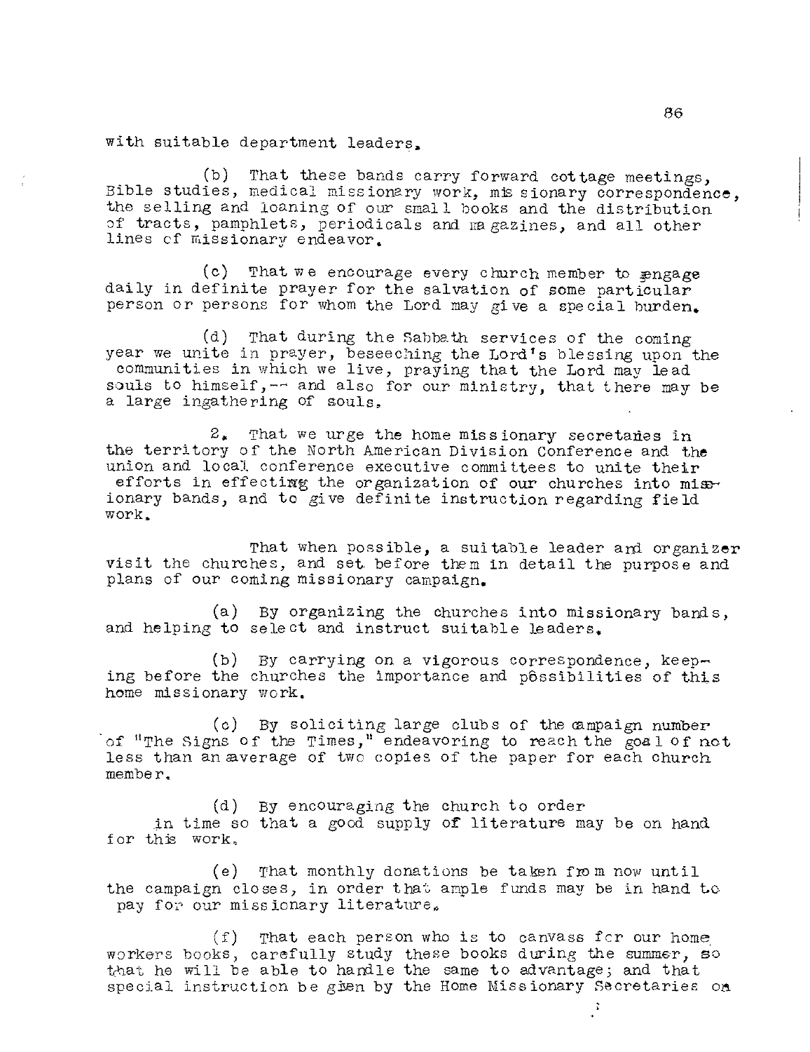with suitable department leaders.

(b) That these bands carry forward cottage meetings, Bible studies, medical missionary work, missionary correspondence, the selling and loaning of our small books and the distribution of tracts, pamphlets, periodicals and magazines, and all other lines of missionary endeavor.

(c) That we encourage every church member to engage daily in definite prayer for the salvation of some particular person or persons for whom the Lord may give a special burden.

(d) That during the Sabbath services of the coming year we unite in prayer, beseeching the Lord's blessing upon the communities in which we live, praying that the Lord may lead souls to himself,-- and also for our ministry, that there may be a large ingathering of souls.

2. That we urge the home missionary secretaries in the territory of the North American Division Conference and the union and local conference executive committees to unite their efforts in effecting the organization of our churches into missionary bands, and to give definite instruction regarding field work.

That when possible, a suitable leader and organizer visit the churches, and set before them in detail the purpose and plans of our coming missionary campaign.

(a) By organizing the churches into missionary bands, and helping to select and instruct suitable leaders.

(b) By carrying on a vigorous correspondence, keeping before the churches the importance and possibilities of this home missionary work.

(c) By soliciting large clubs of the campaign number of "The Signs of the Times," endeavoring to reach the goal of not less than an average of two copies of the paper for each church member.

(d) By encouraging the church to order in time so that a good supply of literature may be on hand for this work.

(e) That monthly donations be taken from now until the campaign closes, in order that ample funds may be in hand to pay for our missionary literature.

(f) That each person who is to canvass for our home workers books, carefully study these books during the summer, so that he will be able to handle the same to advantage; and that special instruction be given by the Home Missionary Secretaries on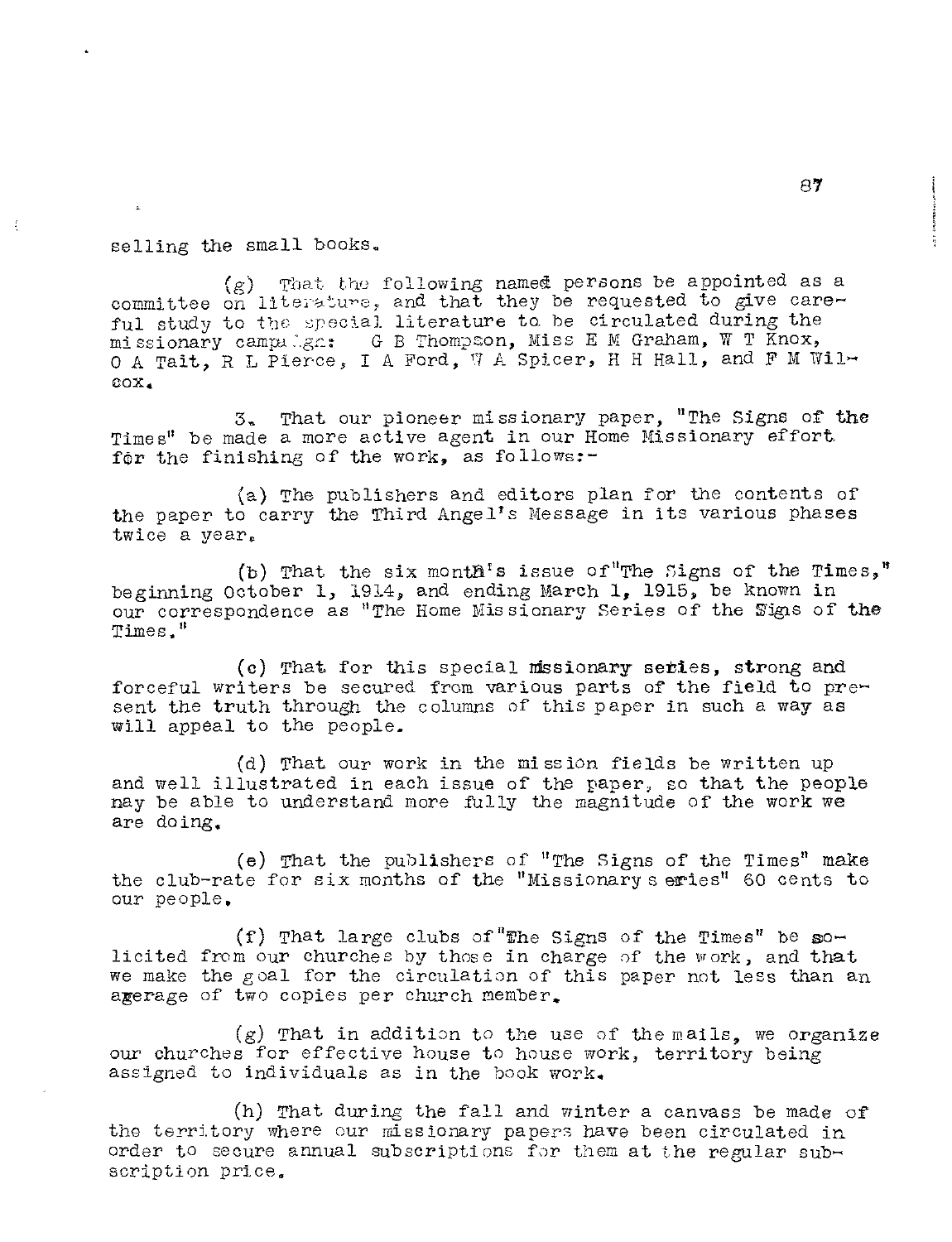selling the small books.

(g) That the following named persons be appointed as a committee on literature, and that they be requested to give careful study to the special literature to be circulated during the missionary campaign: G B Thompson, Miss E M Graham, W T Knox, O A Tait, R L Pierce, I A Ford, W A Spicer, H H Hall, and F M Wilcox.

3. That our pioneer missionary paper, "The Signs of the Times" be made a more active agent in our Home Missionary effort for the finishing of the work, as follows:-

(a) The publishers and editors plan for the contents of the paper to carry the Third Angel's Message in its various phases twice a year.

(b) That the six month's issue of "The Signs of the Times," beginning October 1, 1914, and ending March 1, 1915, be known in our correspondence as "The Home Missionary Series of the Signs of the Times."

(c) That for this special missionary series, strong and forceful writers be secured from various parts of the field to present the truth through the columns of this paper in such a way as will appeal to the people.

(d) That our work in the mission fields be written up and well illustrated in each issue of the paper, so that the people may be able to understand more fully the magnitude of the work we are doing.

(e) That the publishers of "The Signs of the Times" make the club-rate for six months of the "Missionary series" 60 cents to our people.

(f) That large clubs of "The Signs of the Times" be solicited from our churches by those in charge of the work, and that we make the goal for the circulation of this paper not less than an average of two copies per church member.

(g) That in addition to the use of the mails, we organize our churches for effective house to house work, territory being assigned to individuals as in the book work.

(h) That during the fall and winter a canvass be made of the territory where our missionary papers have been circulated in order to secure annual subscriptions for them at the regular subscription price.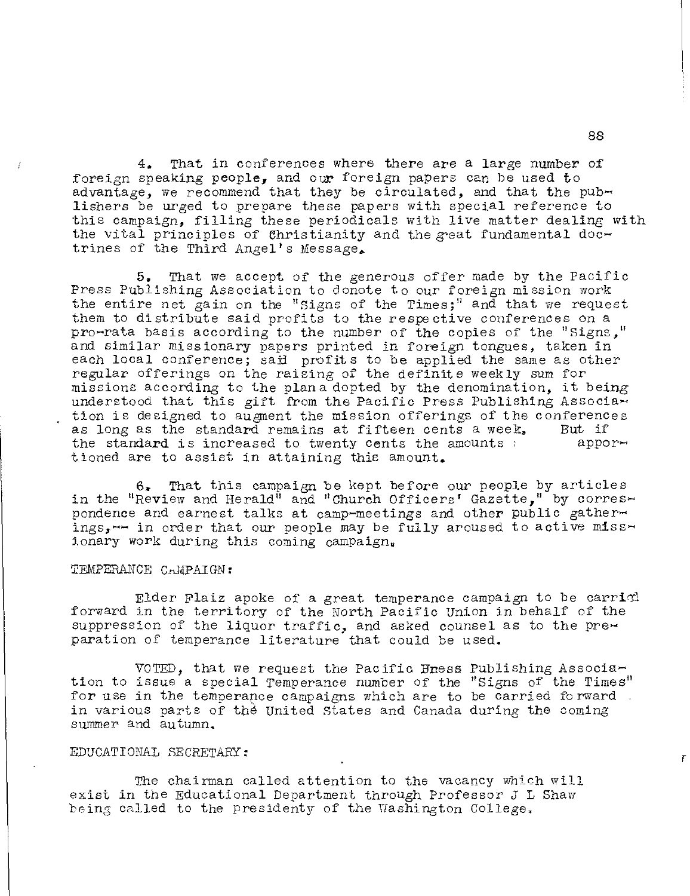4. That in conferences where there are a large number of foreign speaking people, and our foreign papers can be used to advantage, we recommend that they be circulated, and that the publishers be urged to prepare these papers with special reference to this campaign, filling these periodicals with live matter dealing with the vital principles of Christianity and the great fundamental doctrines of the Third Angel's Message.

5. That we accept of the generous offer made by the Pacific Press Publishing Association to donote to our foreign mission work the entire net gain on the "Signs of the Times;" and that we request them to distribute said profits to the respective conferences on a pro-rata basis according to the number of the copies of the "Signs," and similar missionary papers printed in foreign tongues, taken in each local conference; said profits to be applied the same as other regular offerings on the raising of the definite weekly sum for missions according to the plan adopted by the denomination, it being understood that this gift from the Pacific Press Publishing Association is designed to augment the mission offerings of the conferences as long as the standard remains at fifteen cents a week. But if the standard is increased to twenty cents the amounts apportioned are to assist in attaining this amount.

6. That this campaign be kept before our people by articles in the "Review and Herald" and "Church Officers' Gazette," by correspondence and earnest talks at camp-meetings and other public gatherings,-- in order that our people may be fully aroused to active missionary work during this coming campaign.

TEMPERANCE CAMPAIGN:

Elder Flaiz apoke of a great temperance campaign to be carried forward in the territory of the North Pacific Union in behalf of the suppression of the liquor traffic, and asked counsel as to the preparation of temperance literature that could be used.

VOTED, that we request the Pacific Press Publishing Association to issue a special Temperance number of the "Signs of the Times" for use in the temperance campaigns which are to be carried forward in various parts of the United States and Canada during the coming summer and autumn.

EDUCATIONAL SECRETARY:

The chairman called attention to the vacancy which will exist in the Educational Department through Professor J L Shaw being called to the presidenty of the Washington College.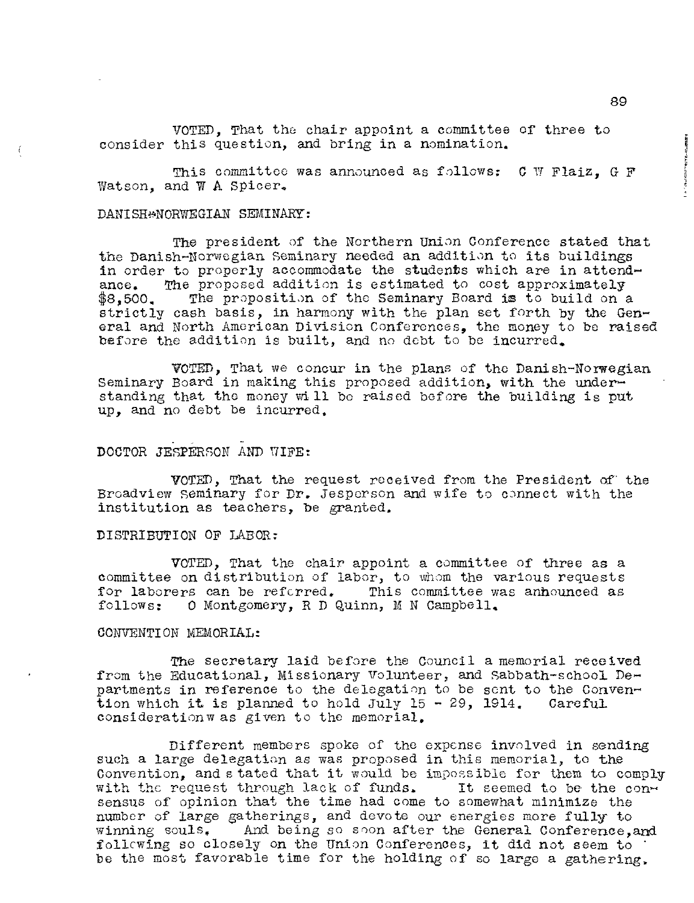VOTED, That the chair appoint a committee of three to consider this question, and bring in a nomination.

This committee was announced as follows: C W Flaiz, G F Watson, and W A Spicer.

DANISH-NORWEGIAN SEMINARY:

The president of the Northern Union Conference stated that the Danish-Norwegian Seminary needed an addition to its buildings in order to properly accommodate the students which are in attendance. The proposed addition is estimated to cost approximately $8,500. The proposition of the Seminary Board is to build on a strictly cash basis, in harmony with the plan set forth by the General and North American Division Conferences, the money to be raised before the addition is built, and no debt to be incurred.

VOTED, That we concur in the plans of the Danish-Norwegian Seminary Board in making this proposed addition, with the understanding that the money will be raised before the building is put up, and no debt be incurred.

DOCTOR JESPERSON AND WIFE:

VOTED, That the request received from the President of the Broadview Seminary for Dr. Jesperson and wife to connect with the institution as teachers, be granted.

DISTRIBUTION OF LABOR:

VOTED, That the chair appoint a committee of three as a committee on distribution of labor, to whom the various requests for laborers can be referred. This committee was announced as follows: O Montgomery, R D Quinn, M N Campbell.

CONVENTION MEMORIAL:

The secretary laid before the Council a memorial received from the Educational, Missionary Volunteer, and Sabbath-school Departments in reference to the delegation to be sent to the Convention which it is planned to hold July 15 - 29, 1914. Careful consideration was given to the memorial.

Different members spoke of the expense involved in sending such a large delegation as was proposed in this memorial, to the Convention, and stated that it would be impossible for them to comply with the request through lack of funds. It seemed to be the consensus of opinion that the time had come to somewhat minimize the number of large gatherings, and devote our energies more fully to winning souls. And being so soon after the General Conference, and following so closely on the Union Conferences, it did not seem to be the most favorable time for the holding of so large a gathering.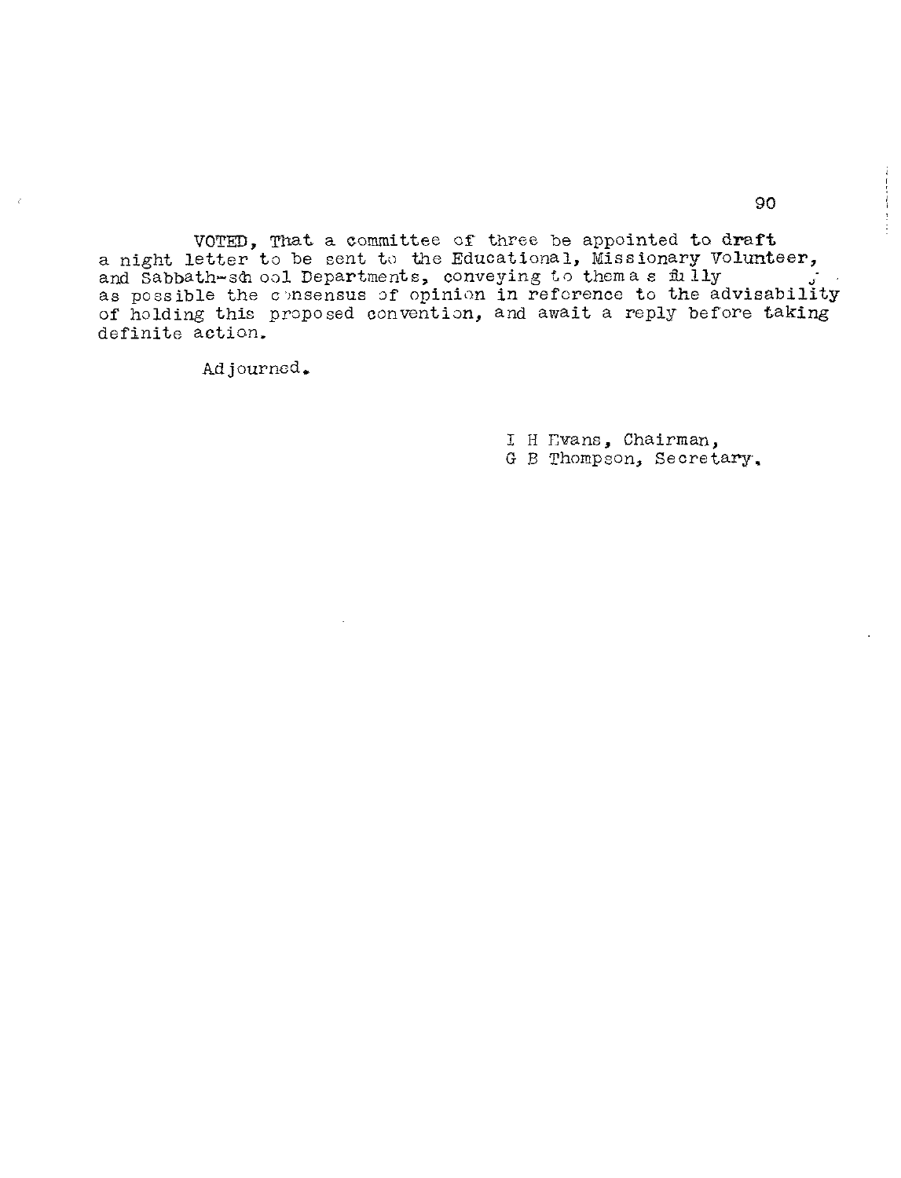VOTED, That a committee of three be appointed to draft a night letter to be sent to the Educational, Missionary Volunteer, and Sabbath-school Departments, conveying to them as fully as possible the consensus of opinion in reference to the advisability of holding this proposed convention, and await a reply before taking definite action.

Adjourned.

I H Evans, Chairman,
G B Thompson, Secretary.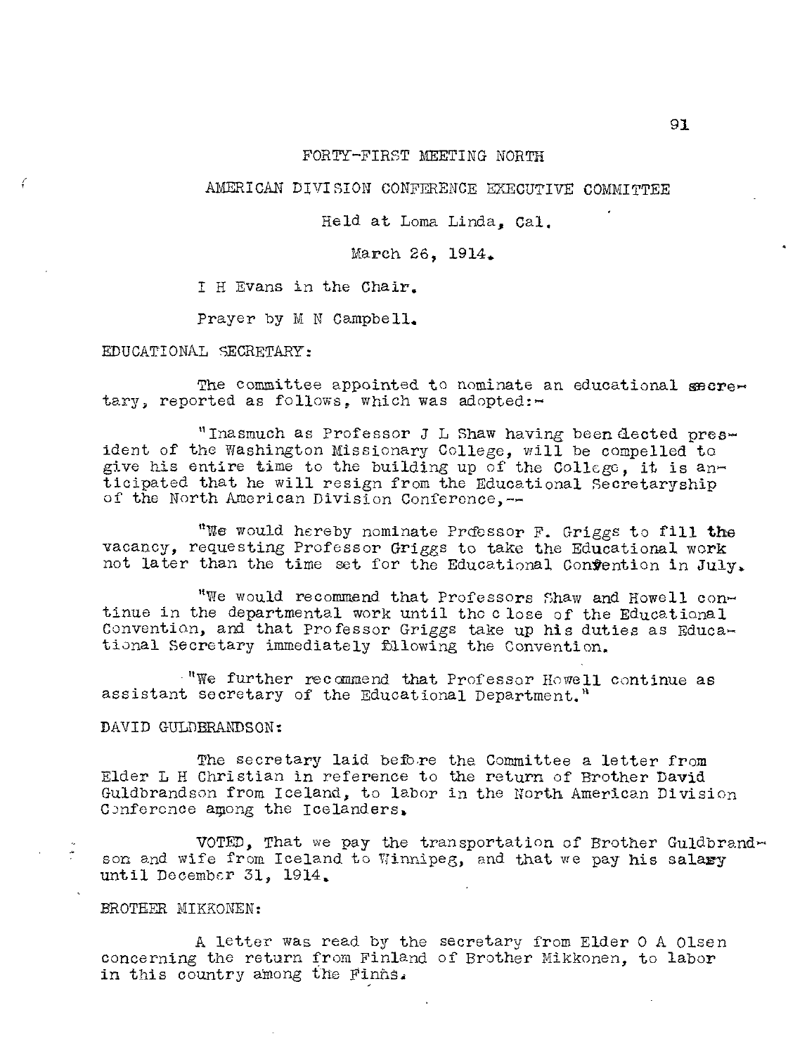FORTY-FIRST MEETING NORTH

AMERICAN DIVISION CONFERENCE EXECUTIVE COMMITTEE

Held at Loma Linda, Cal.

March 26, 1914.

I H Evans in the Chair.

Prayer by M N Campbell.

EDUCATIONAL SECRETARY:

The committee appointed to nominate an educational secretary, reported as follows, which was adopted:-

"Inasmuch as Professor J L Shaw having been elected president of the Washington Missionary College, will be compelled to give his entire time to the building up of the College, it is anticipated that he will resign from the Educational Secretaryship of the North American Division Conference,--

"We would hereby nominate Professor F. Griggs to fill the vacancy, requesting Professor Griggs to take the Educational work not later than the time set for the Educational Convention in July.

"We would recommend that Professors Shaw and Howell continue in the departmental work until the close of the Educational Convention, and that Professor Griggs take up his duties as Educational Secretary immediately following the Convention.

"We further recommend that Professor Howell continue as assistant secretary of the Educational Department."

DAVID GULDBRANDSON:

The secretary laid before the Committee a letter from Elder L H Christian in reference to the return of Brother David Guldbrandson from Iceland, to labor in the North American Division Conference among the Icelanders.

VOTED, That we pay the transportation of Brother Guldbrandson and wife from Iceland to Winnipeg, and that we pay his salary until December 31, 1914.

BROTHER MIKKONEN:

A letter was read by the secretary from Elder O A Olsen concerning the return from Finland of Brother Mikkonen, to labor in this country among the Finns.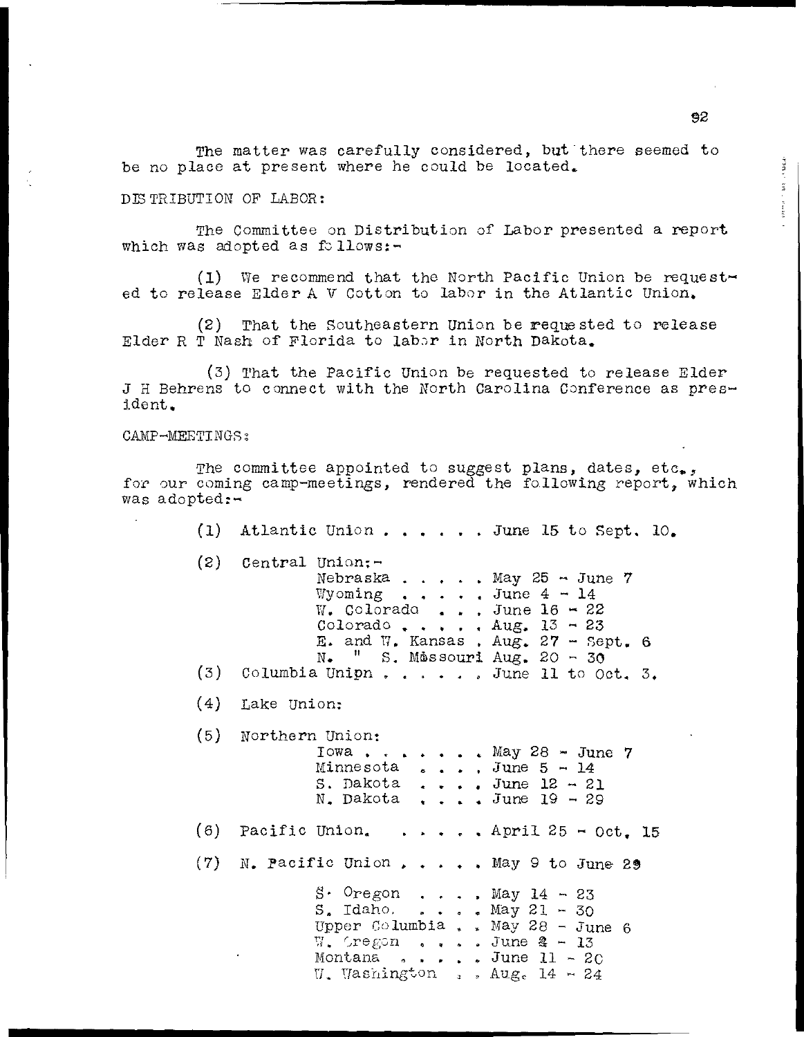The matter was carefully considered, but there seemed to be no place at present where he could be located.

DISTRIBUTION OF LABOR:

The Committee on Distribution of Labor presented a report which was adopted as follows:-

(1) We recommend that the North Pacific Union be requested to release Elder A V Cotton to labor in the Atlantic Union.

(2) That the Southeastern Union be requested to release Elder R T Nash of Florida to labor in North Dakota.

(3) That the Pacific Union be requested to release Elder J H Behrens to connect with the North Carolina Conference as president.

CAMP-MEETINGS:

The committee appointed to suggest plans, dates, etc., for our coming camp-meetings, rendered the following report, which was adopted:-

(1) Atlantic Union . . . . . . June 15 to Sept. 10.

(2) Central Union:-
- Nebraska . . . . . May 25 - June 7
- Wyoming . . . . . June 4 - 14
- W. Colorado . . . June 16 - 22
- Colorado . . . . . Aug. 13 - 23
- E. and W. Kansas . Aug. 27 - Sept. 6
- N. " S. Missouri Aug. 20 - 30

(3) Columbia Union . . . . . . June 11 to Oct. 3.

(4) Lake Union:

(5) Northern Union:
- Iowa . . . . . . . . May 28 - June 7
- Minnesota . . . . June 5 - 14
- S. Dakota . . . . June 12 - 21
- N. Dakota . . . . June 19 - 29

(6) Pacific Union. . . . . . April 25 - Oct. 15

(7) N. Pacific Union . . . . . May 9 to June 29
- S. Oregon . . . . May 14 - 23
- S. Idaho. . . . . May 21 - 30
- Upper Columbia . . May 28 - June 6
- W. Oregon . . . . June 4 - 13
- Montana . . . . . June 11 - 20
- W. Washington . . Aug. 14 - 24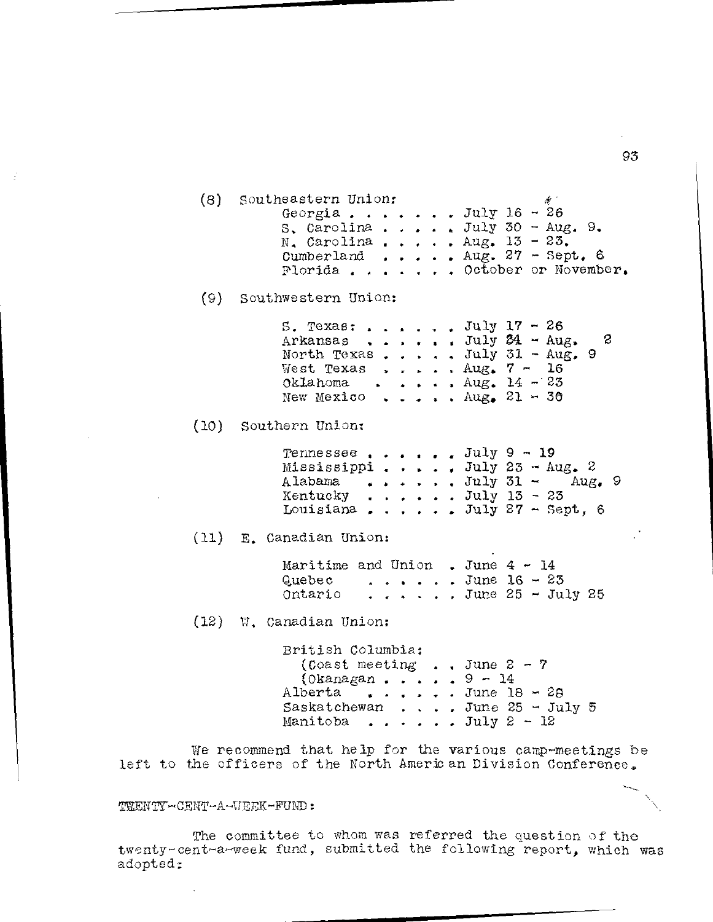(8) Southeastern Union:

Georgia . . . . . . . July 16 - 26
S. Carolina . . . . . July 30 - Aug. 9.
N. Carolina . . . . . Aug. 13 - 23.
Cumberland . . . . . Aug. 27 - Sept. 6
Florida . . . . . . . October or November.

(9) Southwestern Union:

S. Texas: . . . . . . July 17 - 26
Arkansas . . . . . . July 24 - Aug. 2
North Texas . . . . . July 31 - Aug. 9
West Texas . . . . . Aug. 7 - 16
Oklahoma . . . . . Aug. 14 - 23
New Mexico . . . . . Aug. 21 - 30

(10) Southern Union:

Tennessee . . . . . . July 9 - 19
Mississippi . . . . . July 23 - Aug. 2
Alabama . . . . . . July 31 - Aug. 9
Kentucky . . . . . . July 13 - 23
Louisiana . . . . . . July 27 - Sept, 6

(11) E. Canadian Union:

Maritime and Union . June 4 - 14
Quebec . . . . . . June 16 - 23
Ontario . . . . . . June 25 - July 25

(12) W. Canadian Union:

British Columbia:
(Coast meeting . . June 2 - 7
(Okanagan . . . . . 9 - 14
Alberta . . . . . . June 18 - 28
Saskatchewan . . . . June 25 - July 5
Manitoba . . . . . . July 2 - 12

We recommend that help for the various camp-meetings be left to the officers of the North American Division Conference.

TWENTY-CENT-A-WEEK-FUND:

The committee to whom was referred the question of the twenty-cent-a-week fund, submitted the following report, which was adopted: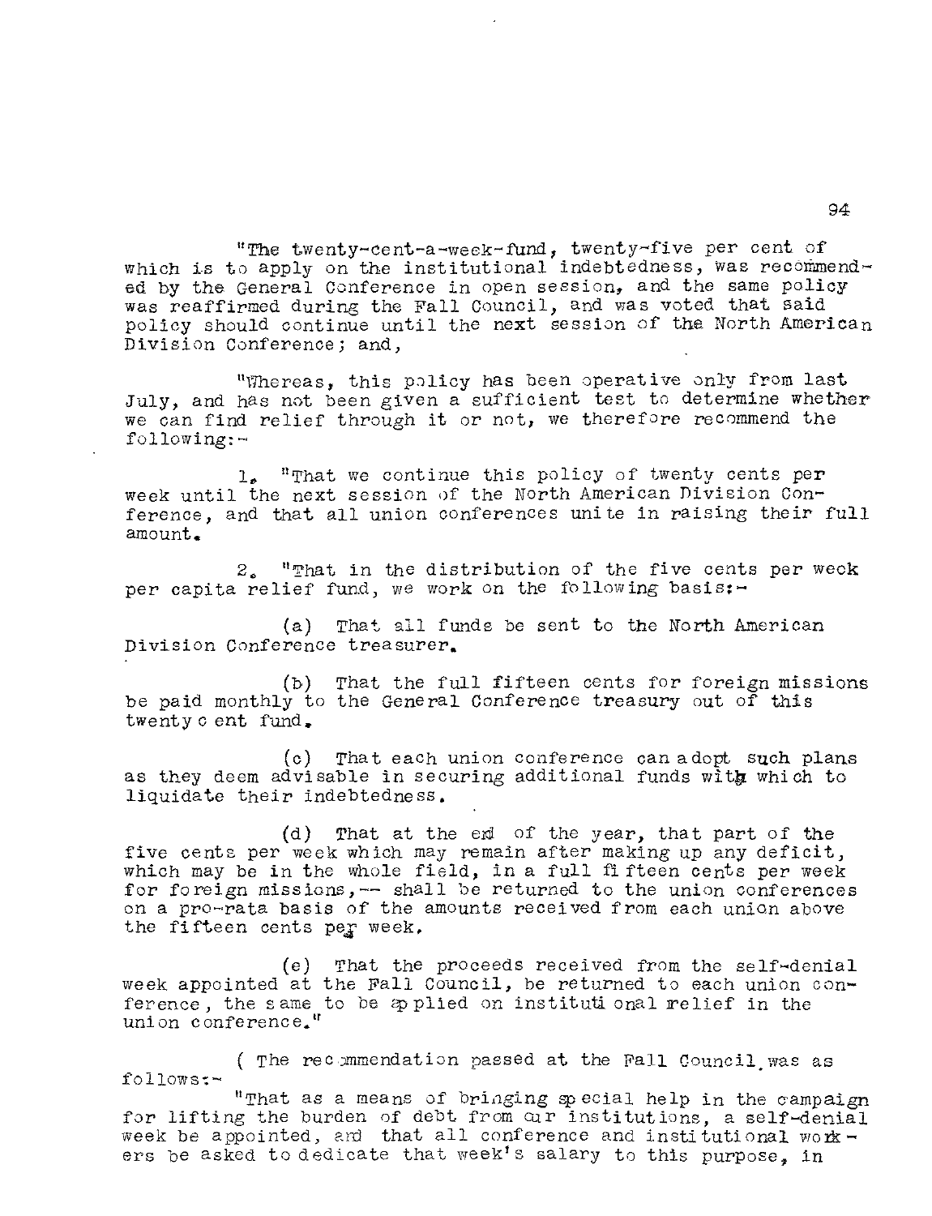"The twenty-cent-a-week-fund, twenty-five per cent of which is to apply on the institutional indebtedness, was recommended by the General Conference in open session, and the same policy was reaffirmed during the Fall Council, and was voted that said policy should continue until the next session of the North American Division Conference; and,

"Whereas, this policy has been operative only from last July, and has not been given a sufficient test to determine whether we can find relief through it or not, we therefore recommend the following:-

1. "That we continue this policy of twenty cents per week until the next session of the North American Division Conference, and that all union conferences unite in raising their full amount.

2. "That in the distribution of the five cents per week per capita relief fund, we work on the following basis:-

(a) That all funds be sent to the North American Division Conference treasurer.

(b) That the full fifteen cents for foreign missions be paid monthly to the General Conference treasury out of this twenty cent fund.

(c) That each union conference can adopt such plans as they deem advisable in securing additional funds with which to liquidate their indebtedness.

(d) That at the end of the year, that part of the five cents per week which may remain after making up any deficit, which may be in the whole field, in a full fifteen cents per week for foreign missions,-- shall be returned to the union conferences on a pro-rata basis of the amounts received from each union above the fifteen cents per week.

(e) That the proceeds received from the self-denial week appointed at the Fall Council, be returned to each union conference, the same to be applied on institutional relief in the union conference."

( The recommendation passed at the Fall Council was as follows:-

"That as a means of bringing special help in the campaign for lifting the burden of debt from our institutions, a self-denial week be appointed, and that all conference and institutional workers be asked to dedicate that week's salary to this purpose, in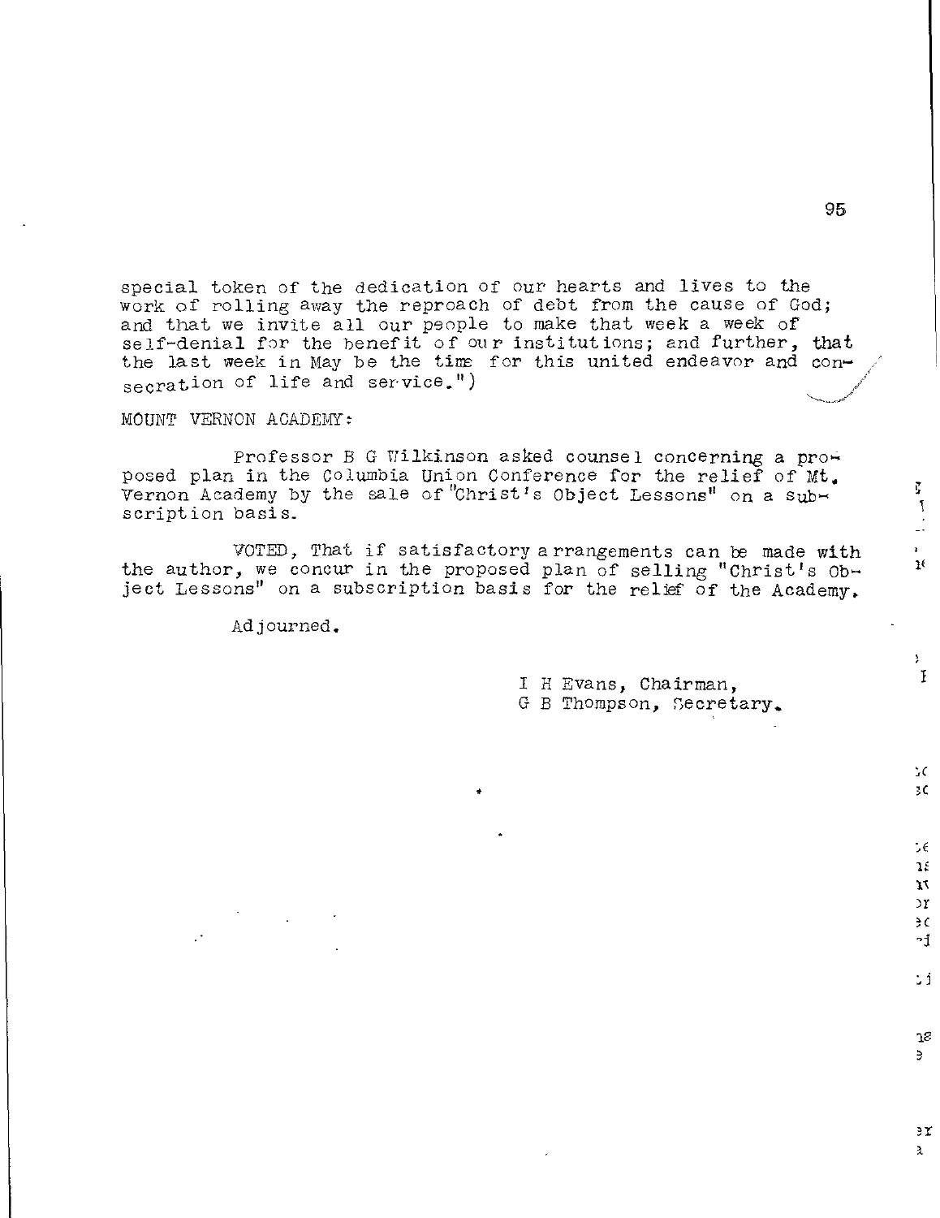special token of the dedication of our hearts and lives to the work of rolling away the reproach of debt from the cause of God; and that we invite all our people to make that week a week of self-denial for the benefit of our institutions; and further, that the last week in May be the time for this united endeavor and consecration of life and service.")

MOUNT VERNON ACADEMY:

Professor B G Wilkinson asked counsel concerning a proposed plan in the Columbia Union Conference for the relief of Mt. Vernon Academy by the sale of "Christ's Object Lessons" on a subscription basis.

VOTED, That if satisfactory arrangements can be made with the author, we concur in the proposed plan of selling "Christ's Object Lessons" on a subscription basis for the relief of the Academy.

Adjourned.

I H Evans, Chairman,
G B Thompson, Secretary.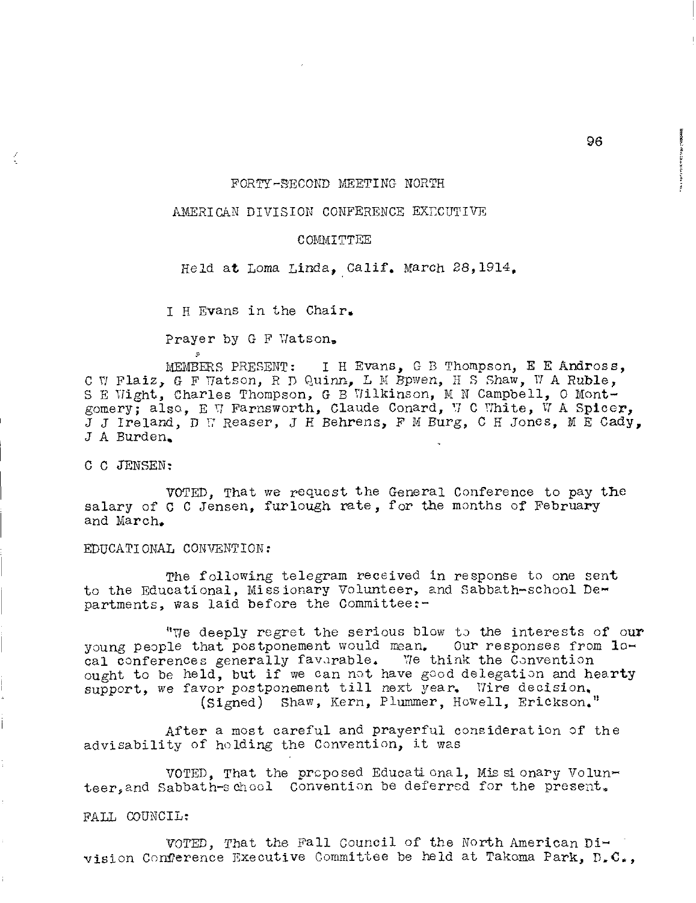FORTY-SECOND MEETING NORTH

AMERICAN DIVISION CONFERENCE EXECUTIVE

COMMITTEE

Held at Loma Linda, Calif. March 28,1914.

I H Evans in the Chair.

Prayer by G F Watson.

MEMBERS PRESENT: I H Evans, G B Thompson, E E Andross, C W Flaiz, G F Watson, R D Quinn, L M Bpwen, H S Shaw, W A Ruble, S E Wight, Charles Thompson, G B Wilkinson, M N Campbell, O Montgomery; also, E W Farnsworth, Claude Conard, W C White, W A Spicer, J J Ireland, D W Reaser, J H Behrens, F M Burg, C H Jones, M E Cady, J A Burden.

C C JENSEN:

VOTED, That we request the General Conference to pay the salary of C C Jensen, furlough rate, for the months of February and March.

EDUCATIONAL CONVENTION:

The following telegram received in response to one sent to the Educational, Missionary Volunteer, and Sabbath-school Departments, was laid before the Committee:-

"We deeply regret the serious blow to the interests of our young people that postponement would mean. Our responses from local conferences generally favorable. We think the Convention ought to be held, but if we can not have good delegation and hearty support, we favor postponement till next year. Wire decision.
(Signed) Shaw, Kern, Plummer, Howell, Erickson."

After a most careful and prayerful consideration of the advisability of holding the Convention, it was

VOTED, That the proposed Educational, Missionary Volunteer, and Sabbath-school Convention be deferred for the present.

FALL COUNCIL:

VOTED, That the Fall Council of the North American Division Conference Executive Committee be held at Takoma Park, D.C.,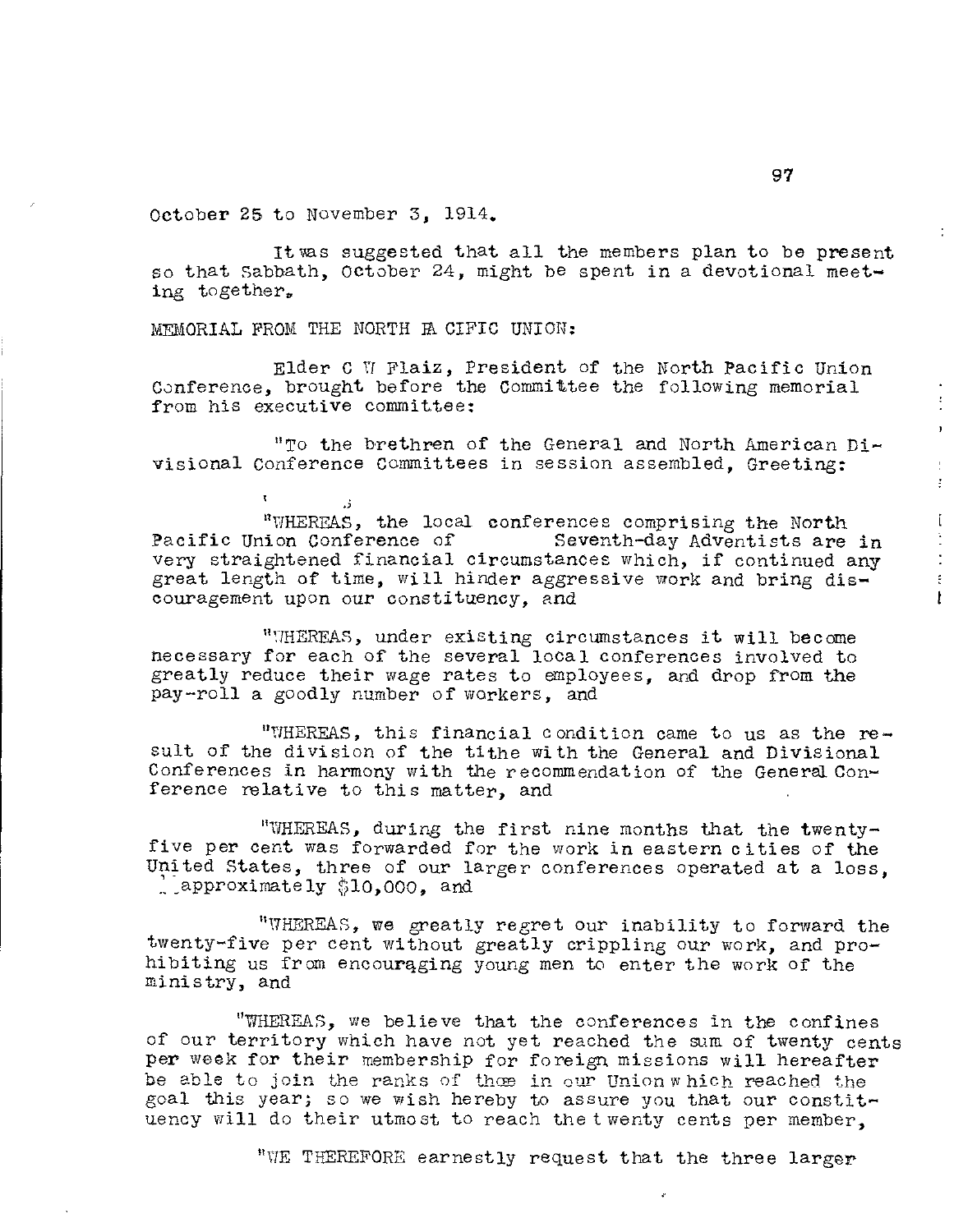October 25 to November 3, 1914.

It was suggested that all the members plan to be present so that Sabbath, October 24, might be spent in a devotional meeting together.

MEMORIAL FROM THE NORTH PACIFIC UNION:

Elder C W Flaiz, President of the North Pacific Union Conference, brought before the Committee the following memorial from his executive committee:

"To the brethren of the General and North American Divisional Conference Committees in session assembled, Greeting:

"WHEREAS, the local conferences comprising the North Pacific Union Conference of Seventh-day Adventists are in very straightened financial circumstances which, if continued any great length of time, will hinder aggressive work and bring discouragement upon our constituency, and

"WHEREAS, under existing circumstances it will become necessary for each of the several local conferences involved to greatly reduce their wage rates to employees, and drop from the pay-roll a goodly number of workers, and

"WHEREAS, this financial condition came to us as the result of the division of the tithe with the General and Divisional Conferences in harmony with the recommendation of the General Conference relative to this matter, and

"WHEREAS, during the first nine months that the twenty-five per cent was forwarded for the work in eastern cities of the United States, three of our larger conferences operated at a loss, approximately $10,000, and

"WHEREAS, we greatly regret our inability to forward the twenty-five per cent without greatly crippling our work, and prohibiting us from encouraging young men to enter the work of the ministry, and

"WHEREAS, we believe that the conferences in the confines of our territory which have not yet reached the sum of twenty cents per week for their membership for foreign missions will hereafter be able to join the ranks of those in our Union which reached the goal this year; so we wish hereby to assure you that our constituency will do their utmost to reach the twenty cents per member,

"WE THEREFORE earnestly request that the three larger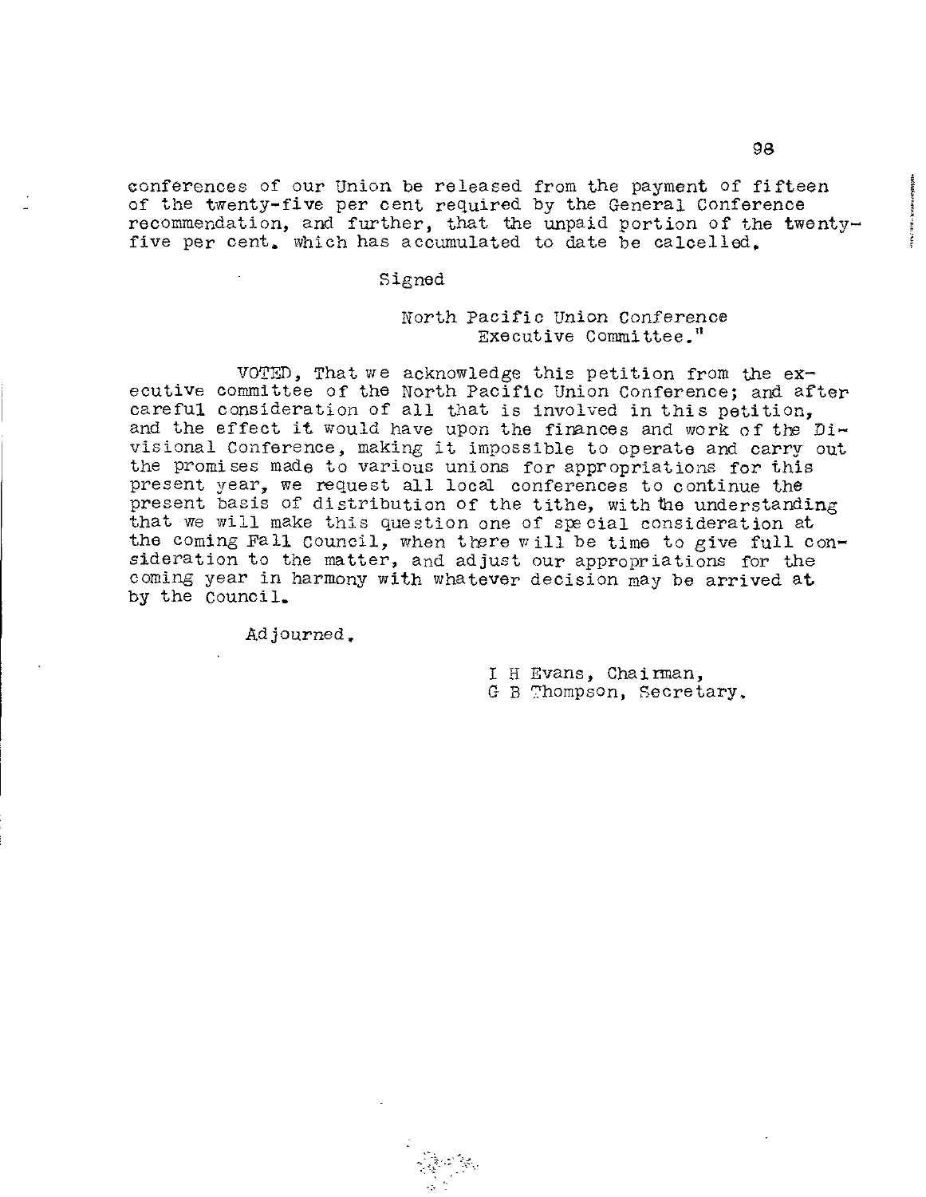conferences of our Union be released from the payment of fifteen of the twenty-five per cent required by the General Conference recommendation, and further, that the unpaid portion of the twenty-five per cent. which has accumulated to date be calcelled.

Signed

North Pacific Union Conference
Executive Committee."

VOTED, That we acknowledge this petition from the executive committee of the North Pacific Union Conference; and after careful consideration of all that is involved in this petition, and the effect it would have upon the finances and work of the Divisional Conference, making it impossible to operate and carry out the promises made to various unions for appropriations for this present year, we request all local conferences to continue the present basis of distribution of the tithe, with the understanding that we will make this question one of special consideration at the coming Fall Council, when there will be time to give full consideration to the matter, and adjust our appropriations for the coming year in harmony with whatever decision may be arrived at by the Council.

Adjourned.

I H Evans, Chairman,
G B Thompson, Secretary.